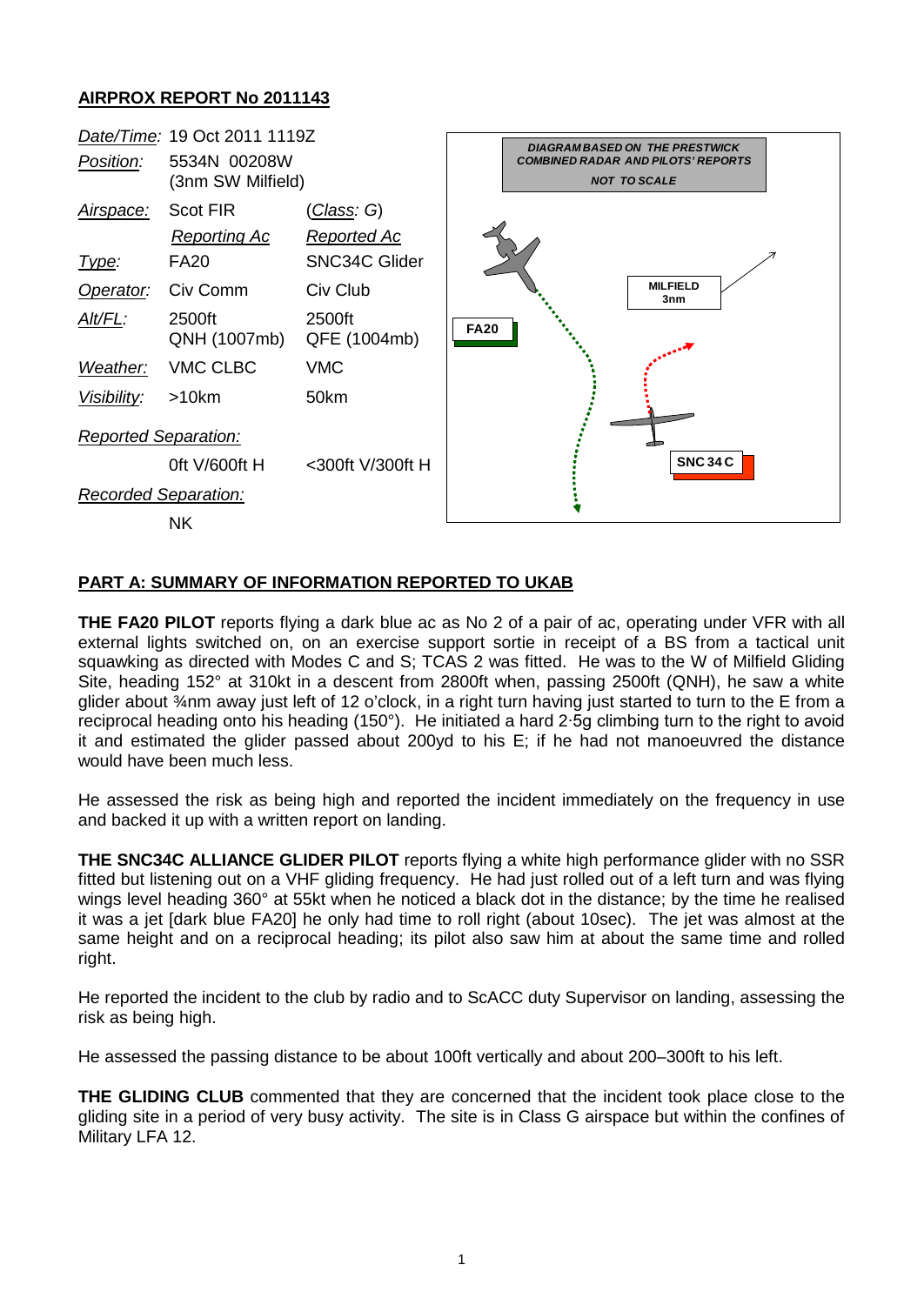## AIRPROX REPORT No 2011143

| | | |
|---|---|---|
| *Date/Time:* | 19 Oct 2011 1119Z | |
| *Position:* | 5534N 00208W (3nm SW Milfield) | |
| *Airspace:* | Scot FIR | (*Class: G*) |
| | *Reporting Ac* | *Reported Ac* |
| *Type:* | FA20 | SNC34C Glider |
| *Operator:* | Civ Comm | Civ Club |
| *Alt/FL:* | 2500ft QNH (1007mb) | 2500ft QFE (1004mb) |
| *Weather:* | VMC CLBC | VMC |
| *Visibility:* | >10km | 50km |
| *Reported Separation:* | | |
| | 0ft V/600ft H | <300ft V/300ft H |
| *Recorded Separation:* | | |
| | NK | |

DIAGRAM BASED ON THE PRESTWICK COMBINED RADAR AND PILOTS' REPORTS

NOT TO SCALE

MILFIELD 3nm

FA20

SNC 34 C

## PART A: SUMMARY OF INFORMATION REPORTED TO UKAB

**THE FA20 PILOT** reports flying a dark blue ac as No 2 of a pair of ac, operating under VFR with all external lights switched on, on an exercise support sortie in receipt of a BS from a tactical unit squawking as directed with Modes C and S; TCAS 2 was fitted. He was to the W of Milfield Gliding Site, heading 152° at 310kt in a descent from 2800ft when, passing 2500ft (QNH), he saw a white glider about ¾nm away just left of 12 o'clock, in a right turn having just started to turn to the E from a reciprocal heading onto his heading (150°). He initiated a hard 2·5g climbing turn to the right to avoid it and estimated the glider passed about 200yd to his E; if he had not manoeuvred the distance would have been much less.

He assessed the risk as being high and reported the incident immediately on the frequency in use and backed it up with a written report on landing.

**THE SNC34C ALLIANCE GLIDER PILOT** reports flying a white high performance glider with no SSR fitted but listening out on a VHF gliding frequency. He had just rolled out of a left turn and was flying wings level heading 360° at 55kt when he noticed a black dot in the distance; by the time he realised it was a jet [dark blue FA20] he only had time to roll right (about 10sec). The jet was almost at the same height and on a reciprocal heading; its pilot also saw him at about the same time and rolled right.

He reported the incident to the club by radio and to ScACC duty Supervisor on landing, assessing the risk as being high.

He assessed the passing distance to be about 100ft vertically and about 200–300ft to his left.

**THE GLIDING CLUB** commented that they are concerned that the incident took place close to the gliding site in a period of very busy activity. The site is in Class G airspace but within the confines of Military LFA 12.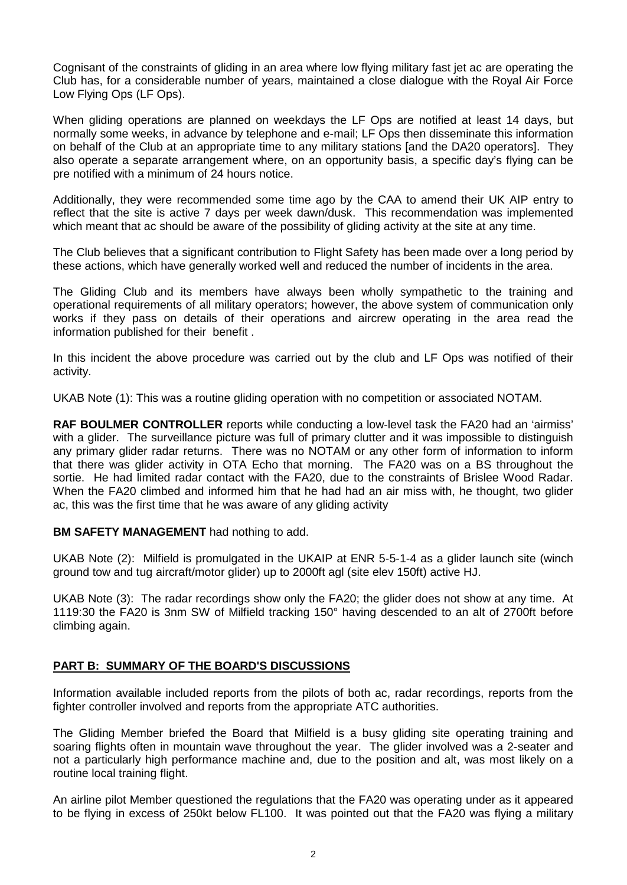Cognisant of the constraints of gliding in an area where low flying military fast jet ac are operating the Club has, for a considerable number of years, maintained a close dialogue with the Royal Air Force Low Flying Ops (LF Ops).

When gliding operations are planned on weekdays the LF Ops are notified at least 14 days, but normally some weeks, in advance by telephone and e-mail; LF Ops then disseminate this information on behalf of the Club at an appropriate time to any military stations [and the DA20 operators]. They also operate a separate arrangement where, on an opportunity basis, a specific day's flying can be pre notified with a minimum of 24 hours notice.

Additionally, they were recommended some time ago by the CAA to amend their UK AIP entry to reflect that the site is active 7 days per week dawn/dusk. This recommendation was implemented which meant that ac should be aware of the possibility of gliding activity at the site at any time.

The Club believes that a significant contribution to Flight Safety has been made over a long period by these actions, which have generally worked well and reduced the number of incidents in the area.

The Gliding Club and its members have always been wholly sympathetic to the training and operational requirements of all military operators; however, the above system of communication only works if they pass on details of their operations and aircrew operating in the area read the information published for their benefit .

In this incident the above procedure was carried out by the club and LF Ops was notified of their activity.

UKAB Note (1): This was a routine gliding operation with no competition or associated NOTAM.

**RAF BOULMER CONTROLLER** reports while conducting a low-level task the FA20 had an 'airmiss' with a glider. The surveillance picture was full of primary clutter and it was impossible to distinguish any primary glider radar returns. There was no NOTAM or any other form of information to inform that there was glider activity in OTA Echo that morning. The FA20 was on a BS throughout the sortie. He had limited radar contact with the FA20, due to the constraints of Brislee Wood Radar. When the FA20 climbed and informed him that he had had an air miss with, he thought, two glider ac, this was the first time that he was aware of any gliding activity

**BM SAFETY MANAGEMENT** had nothing to add.

UKAB Note (2): Milfield is promulgated in the UKAIP at ENR 5-5-1-4 as a glider launch site (winch ground tow and tug aircraft/motor glider) up to 2000ft agl (site elev 150ft) active HJ.

UKAB Note (3): The radar recordings show only the FA20; the glider does not show at any time. At 1119:30 the FA20 is 3nm SW of Milfield tracking 150° having descended to an alt of 2700ft before climbing again.

## PART B: SUMMARY OF THE BOARD'S DISCUSSIONS

Information available included reports from the pilots of both ac, radar recordings, reports from the fighter controller involved and reports from the appropriate ATC authorities.

The Gliding Member briefed the Board that Milfield is a busy gliding site operating training and soaring flights often in mountain wave throughout the year. The glider involved was a 2-seater and not a particularly high performance machine and, due to the position and alt, was most likely on a routine local training flight.

An airline pilot Member questioned the regulations that the FA20 was operating under as it appeared to be flying in excess of 250kt below FL100. It was pointed out that the FA20 was flying a military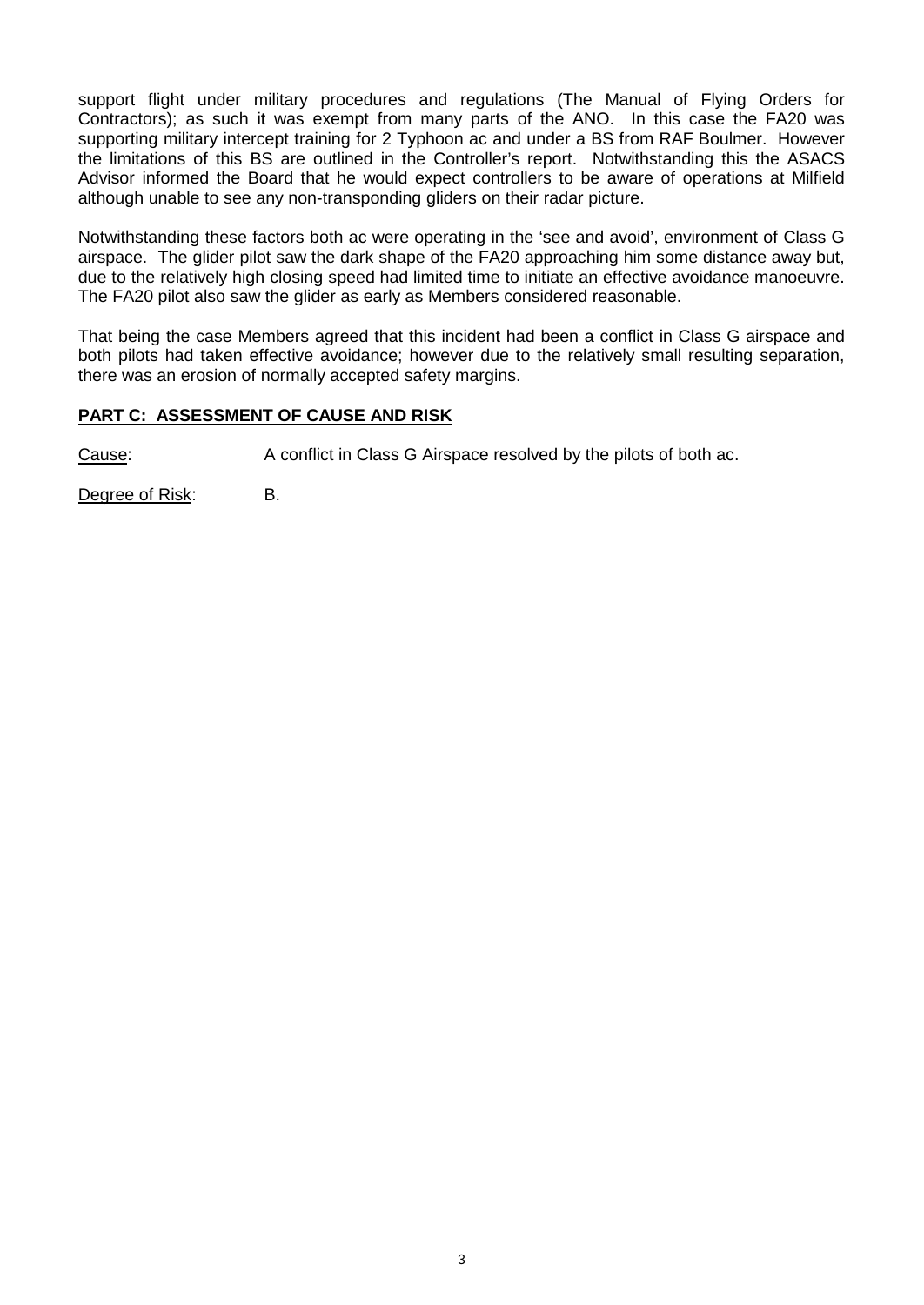support flight under military procedures and regulations (The Manual of Flying Orders for Contractors); as such it was exempt from many parts of the ANO. In this case the FA20 was supporting military intercept training for 2 Typhoon ac and under a BS from RAF Boulmer. However the limitations of this BS are outlined in the Controller's report. Notwithstanding this the ASACS Advisor informed the Board that he would expect controllers to be aware of operations at Milfield although unable to see any non-transponding gliders on their radar picture.

Notwithstanding these factors both ac were operating in the 'see and avoid', environment of Class G airspace. The glider pilot saw the dark shape of the FA20 approaching him some distance away but, due to the relatively high closing speed had limited time to initiate an effective avoidance manoeuvre. The FA20 pilot also saw the glider as early as Members considered reasonable.

That being the case Members agreed that this incident had been a conflict in Class G airspace and both pilots had taken effective avoidance; however due to the relatively small resulting separation, there was an erosion of normally accepted safety margins.

## PART C: ASSESSMENT OF CAUSE AND RISK

Cause: A conflict in Class G Airspace resolved by the pilots of both ac.

Degree of Risk: B.